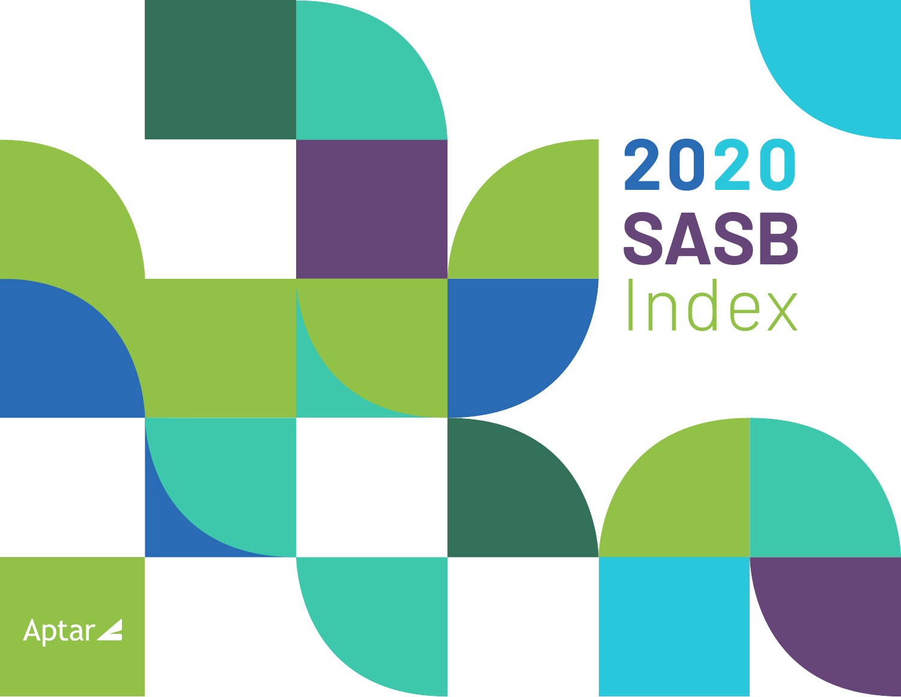# 2020 SASB Index

Aptar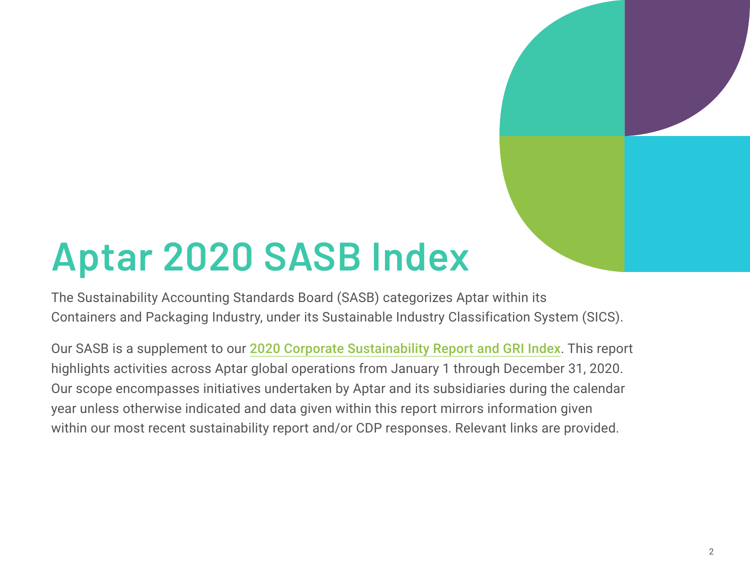# Aptar 2020 SASB Index

The Sustainability Accounting Standards Board (SASB) categorizes Aptar within its Containers and Packaging Industry, under its Sustainable Industry Classification System (SICS).

Our SASB is a supplement to our 2020 Corporate Sustainability Report and GRI Index. This report highlights activities across Aptar global operations from January 1 through December 31, 2020. Our scope encompasses initiatives undertaken by Aptar and its subsidiaries during the calendar year unless otherwise indicated and data given within this report mirrors information given within our most recent sustainability report and/or CDP responses. Relevant links are provided.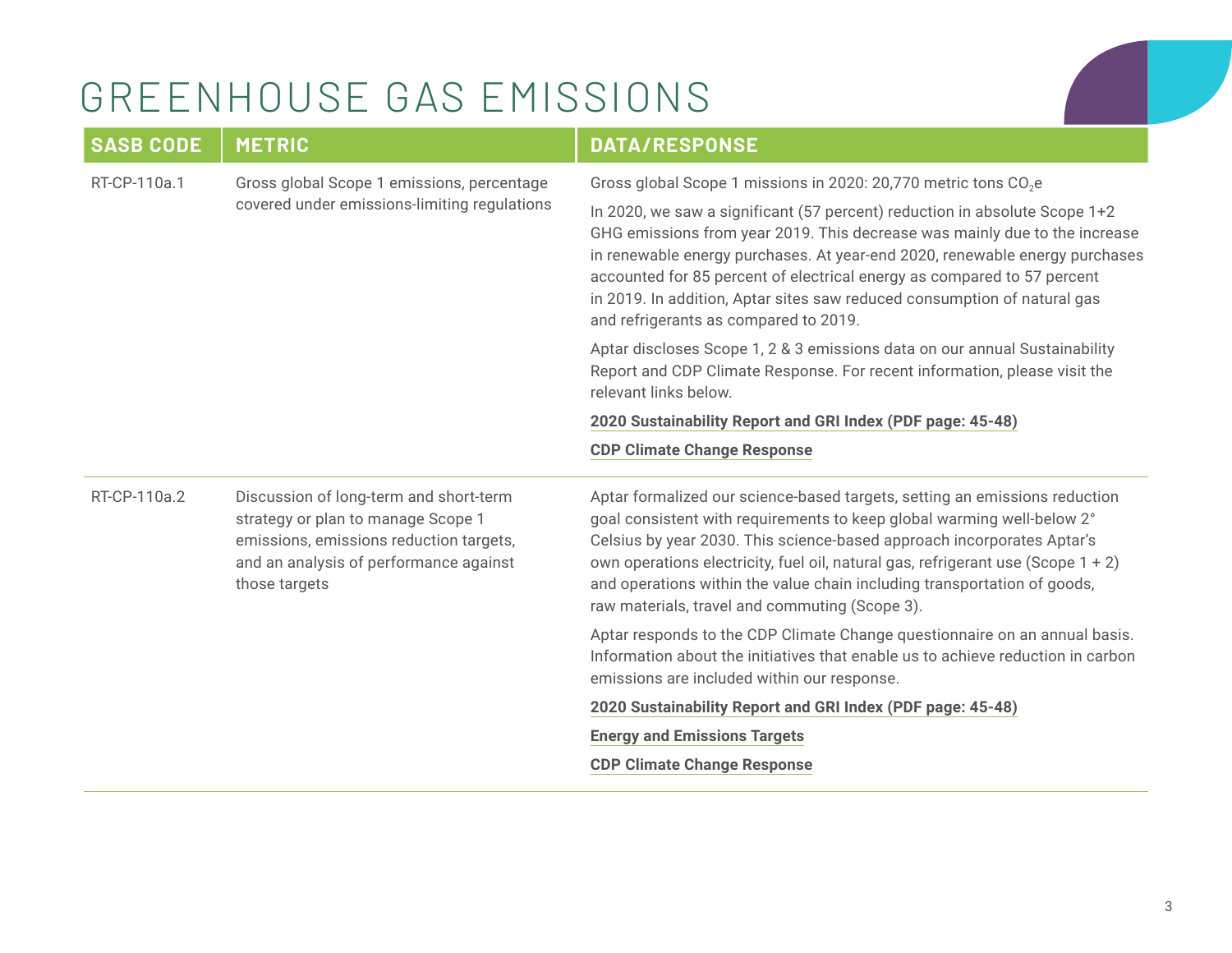# GREENHOUSE GAS EMISSIONS

| SASB CODE | METRIC | DATA/RESPONSE |
|---|---|---|
| RT-CP-110a.1 | Gross global Scope 1 emissions, percentage covered under emissions-limiting regulations | Gross global Scope 1 missions in 2020: 20,770 metric tons $CO_2e$<br><br>In 2020, we saw a significant (57 percent) reduction in absolute Scope 1+2 GHG emissions from year 2019. This decrease was mainly due to the increase in renewable energy purchases. At year-end 2020, renewable energy purchases accounted for 85 percent of electrical energy as compared to 57 percent in 2019. In addition, Aptar sites saw reduced consumption of natural gas and refrigerants as compared to 2019.<br><br>Aptar discloses Scope 1, 2 & 3 emissions data on our annual Sustainability Report and CDP Climate Response. For recent information, please visit the relevant links below.<br><br>**2020 Sustainability Report and GRI Index (PDF page: 45-48)**<br><br>**CDP Climate Change Response** |
| RT-CP-110a.2 | Discussion of long-term and short-term strategy or plan to manage Scope 1 emissions, emissions reduction targets, and an analysis of performance against those targets | Aptar formalized our science-based targets, setting an emissions reduction goal consistent with requirements to keep global warming well-below 2° Celsius by year 2030. This science-based approach incorporates Aptar's own operations electricity, fuel oil, natural gas, refrigerant use (Scope 1 + 2) and operations within the value chain including transportation of goods, raw materials, travel and commuting (Scope 3).<br><br>Aptar responds to the CDP Climate Change questionnaire on an annual basis. Information about the initiatives that enable us to achieve reduction in carbon emissions are included within our response.<br><br>**2020 Sustainability Report and GRI Index (PDF page: 45-48)**<br><br>**Energy and Emissions Targets**<br><br>**CDP Climate Change Response** |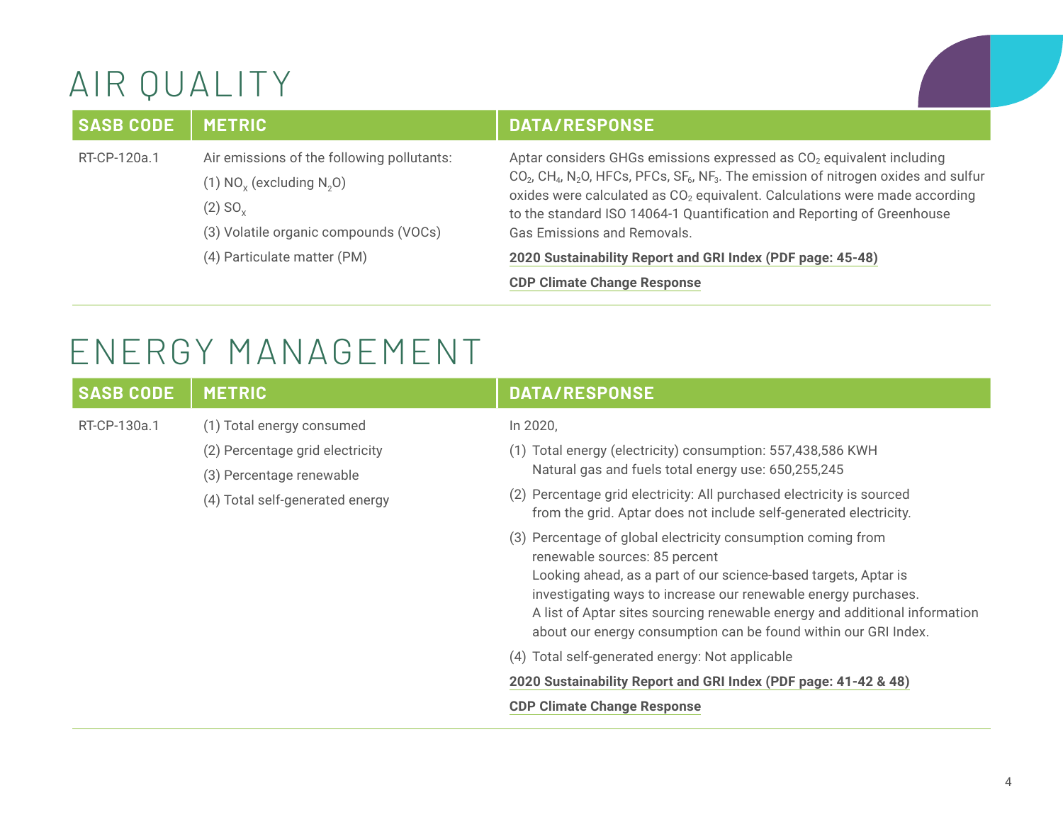# AIR QUALITY

| SASB CODE | METRIC | DATA/RESPONSE |
|---|---|---|
| RT-CP-120a.1 | Air emissions of the following pollutants:<br>(1) $NO_x$ (excluding $N_2O$)<br>(2) $SO_x$<br>(3) Volatile organic compounds (VOCs)<br>(4) Particulate matter (PM) | Aptar considers GHGs emissions expressed as $CO_2$ equivalent including $CO_2$, $CH_4$, $N_2O$, HFCs, PFCs, $SF_6$, $NF_3$. The emission of nitrogen oxides and sulfur oxides were calculated as $CO_2$ equivalent. Calculations were made according to the standard ISO 14064-1 Quantification and Reporting of Greenhouse Gas Emissions and Removals.<br>**2020 Sustainability Report and GRI Index (PDF page: 45-48)**<br>**CDP Climate Change Response** |

# ENERGY MANAGEMENT

| SASB CODE | METRIC | DATA/RESPONSE |
|---|---|---|
| RT-CP-130a.1 | (1) Total energy consumed<br>(2) Percentage grid electricity<br>(3) Percentage renewable<br>(4) Total self-generated energy | In 2020,<br>(1) Total energy (electricity) consumption: 557,438,586 KWH<br>Natural gas and fuels total energy use: 650,255,245<br>(2) Percentage grid electricity: All purchased electricity is sourced from the grid. Aptar does not include self-generated electricity.<br>(3) Percentage of global electricity consumption coming from renewable sources: 85 percent<br>Looking ahead, as a part of our science-based targets, Aptar is investigating ways to increase our renewable energy purchases.<br>A list of Aptar sites sourcing renewable energy and additional information about our energy consumption can be found within our GRI Index.<br>(4) Total self-generated energy: Not applicable<br>**2020 Sustainability Report and GRI Index (PDF page: 41-42 & 48)**<br>**CDP Climate Change Response** |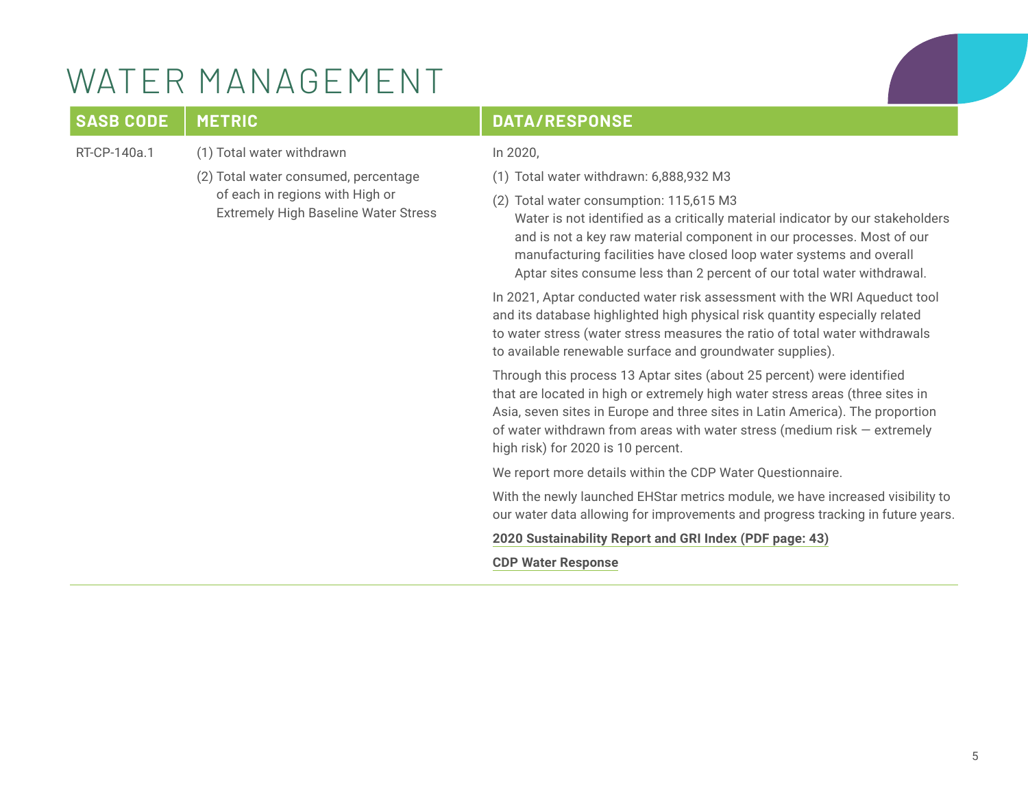# WATER MANAGEMENT

| SASB CODE | METRIC | DATA/RESPONSE |
|---|---|---|
| RT-CP-140a.1 | (1) Total water withdrawn<br>(2) Total water consumed, percentage of each in regions with High or Extremely High Baseline Water Stress | In 2020,<br>(1) Total water withdrawn: 6,888,932 M3<br>(2) Total water consumption: 115,615 M3<br>Water is not identified as a critically material indicator by our stakeholders and is not a key raw material component in our processes. Most of our manufacturing facilities have closed loop water systems and overall Aptar sites consume less than 2 percent of our total water withdrawal.<br><br>In 2021, Aptar conducted water risk assessment with the WRI Aqueduct tool and its database highlighted high physical risk quantity especially related to water stress (water stress measures the ratio of total water withdrawals to available renewable surface and groundwater supplies).<br><br>Through this process 13 Aptar sites (about 25 percent) were identified that are located in high or extremely high water stress areas (three sites in Asia, seven sites in Europe and three sites in Latin America). The proportion of water withdrawn from areas with water stress (medium risk — extremely high risk) for 2020 is 10 percent.<br><br>We report more details within the CDP Water Questionnaire.<br><br>With the newly launched EHStar metrics module, we have increased visibility to our water data allowing for improvements and progress tracking in future years.<br><br>**2020 Sustainability Report and GRI Index (PDF page: 43)**<br><br>**CDP Water Response** |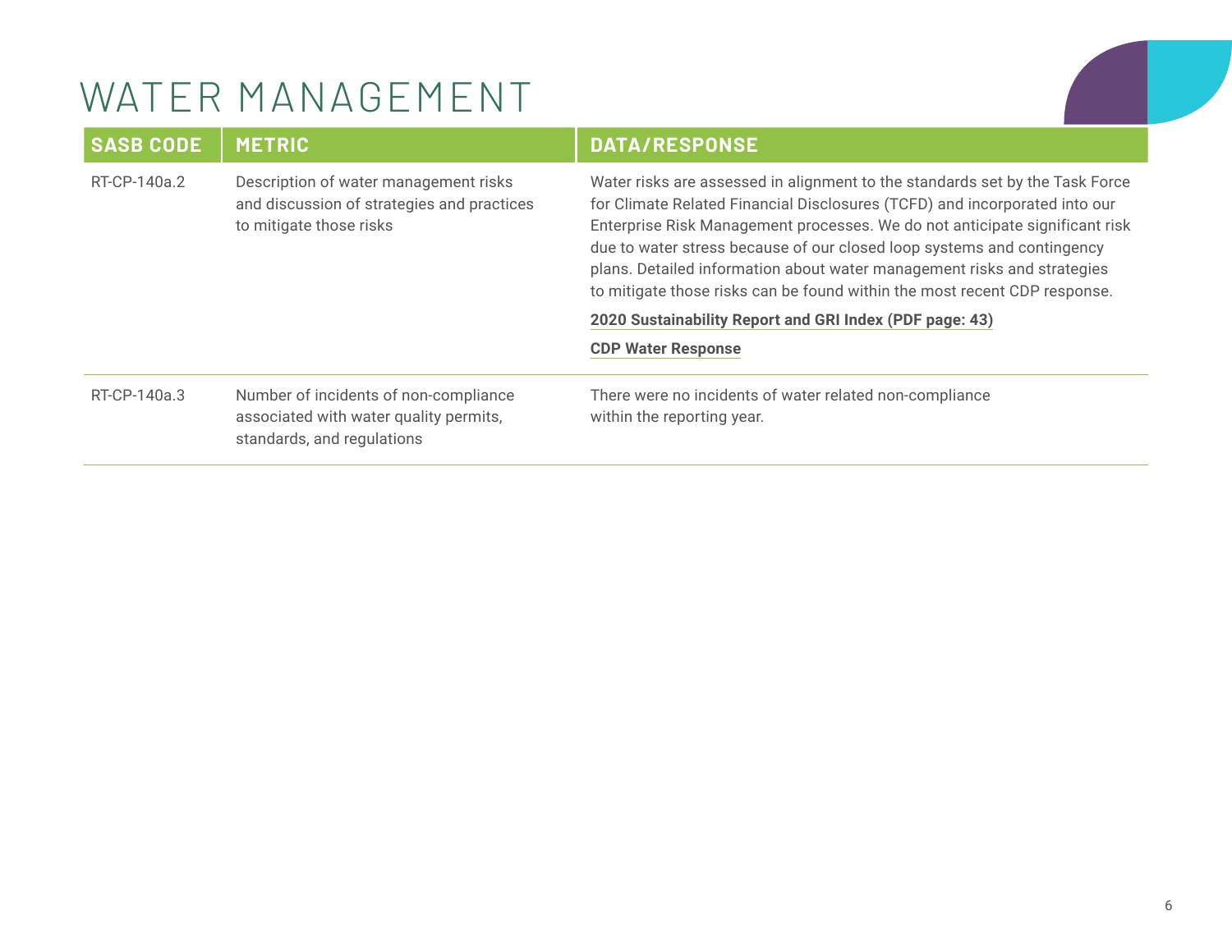# WATER MANAGEMENT

| SASB CODE | METRIC | DATA/RESPONSE |
|---|---|---|
| RT-CP-140a.2 | Description of water management risks and discussion of strategies and practices to mitigate those risks | Water risks are assessed in alignment to the standards set by the Task Force for Climate Related Financial Disclosures (TCFD) and incorporated into our Enterprise Risk Management processes. We do not anticipate significant risk due to water stress because of our closed loop systems and contingency plans. Detailed information about water management risks and strategies to mitigate those risks can be found within the most recent CDP response.<br><br>**2020 Sustainability Report and GRI Index (PDF page: 43)**<br><br>**CDP Water Response** |
| RT-CP-140a.3 | Number of incidents of non-compliance associated with water quality permits, standards, and regulations | There were no incidents of water related non-compliance within the reporting year. |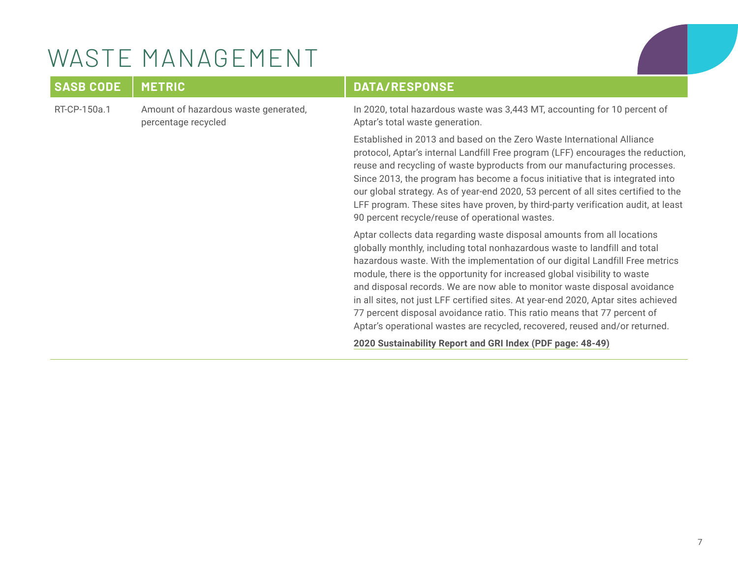# WASTE MANAGEMENT

| SASB CODE | METRIC | DATA/RESPONSE |
|---|---|---|
| RT-CP-150a.1 | Amount of hazardous waste generated, percentage recycled | In 2020, total hazardous waste was 3,443 MT, accounting for 10 percent of Aptar's total waste generation.<br><br>Established in 2013 and based on the Zero Waste International Alliance protocol, Aptar's internal Landfill Free program (LFF) encourages the reduction, reuse and recycling of waste byproducts from our manufacturing processes. Since 2013, the program has become a focus initiative that is integrated into our global strategy. As of year-end 2020, 53 percent of all sites certified to the LFF program. These sites have proven, by third-party verification audit, at least 90 percent recycle/reuse of operational wastes.<br><br>Aptar collects data regarding waste disposal amounts from all locations globally monthly, including total nonhazardous waste to landfill and total hazardous waste. With the implementation of our digital Landfill Free metrics module, there is the opportunity for increased global visibility to waste and disposal records. We are now able to monitor waste disposal avoidance in all sites, not just LFF certified sites. At year-end 2020, Aptar sites achieved 77 percent disposal avoidance ratio. This ratio means that 77 percent of Aptar's operational wastes are recycled, recovered, reused and/or returned.<br><br>**2020 Sustainability Report and GRI Index (PDF page: 48-49)** |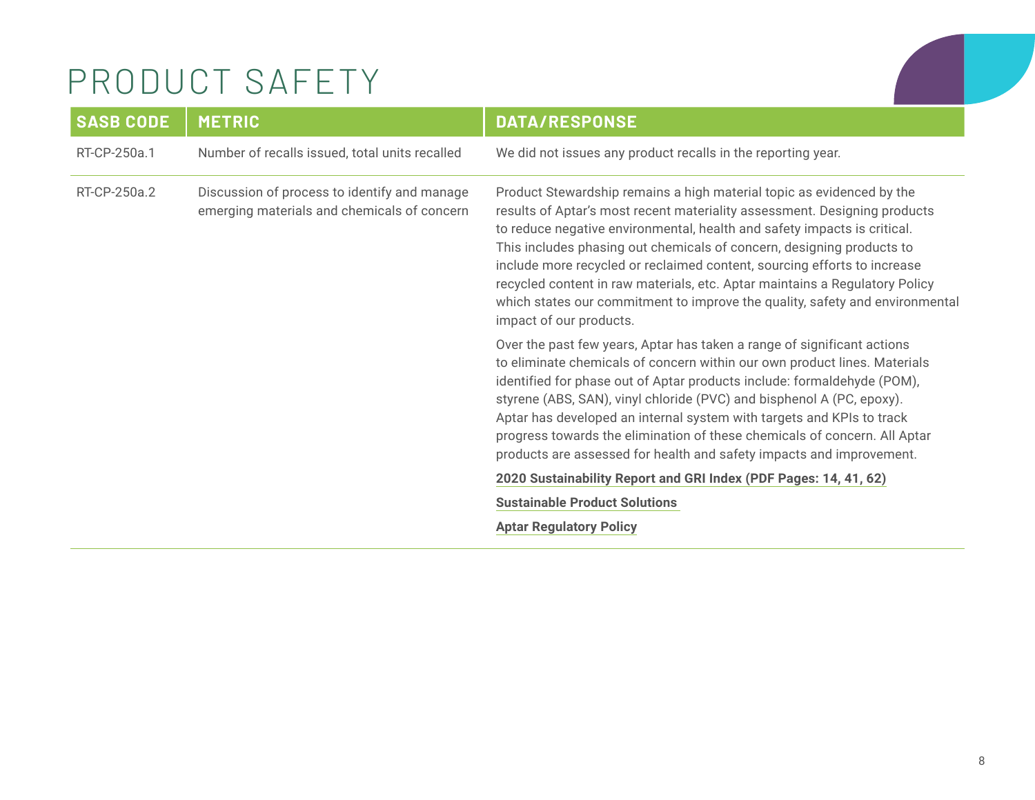# PRODUCT SAFETY

| SASB CODE | METRIC | DATA/RESPONSE |
|---|---|---|
| RT-CP-250a.1 | Number of recalls issued, total units recalled | We did not issues any product recalls in the reporting year. |
| RT-CP-250a.2 | Discussion of process to identify and manage emerging materials and chemicals of concern | Product Stewardship remains a high material topic as evidenced by the results of Aptar's most recent materiality assessment. Designing products to reduce negative environmental, health and safety impacts is critical. This includes phasing out chemicals of concern, designing products to include more recycled or reclaimed content, sourcing efforts to increase recycled content in raw materials, etc. Aptar maintains a Regulatory Policy which states our commitment to improve the quality, safety and environmental impact of our products.<br><br>Over the past few years, Aptar has taken a range of significant actions to eliminate chemicals of concern within our own product lines. Materials identified for phase out of Aptar products include: formaldehyde (POM), styrene (ABS, SAN), vinyl chloride (PVC) and bisphenol A (PC, epoxy). Aptar has developed an internal system with targets and KPIs to track progress towards the elimination of these chemicals of concern. All Aptar products are assessed for health and safety impacts and improvement.<br><br>**2020 Sustainability Report and GRI Index (PDF Pages: 14, 41, 62)**<br><br>**Sustainable Product Solutions**<br><br>**Aptar Regulatory Policy** |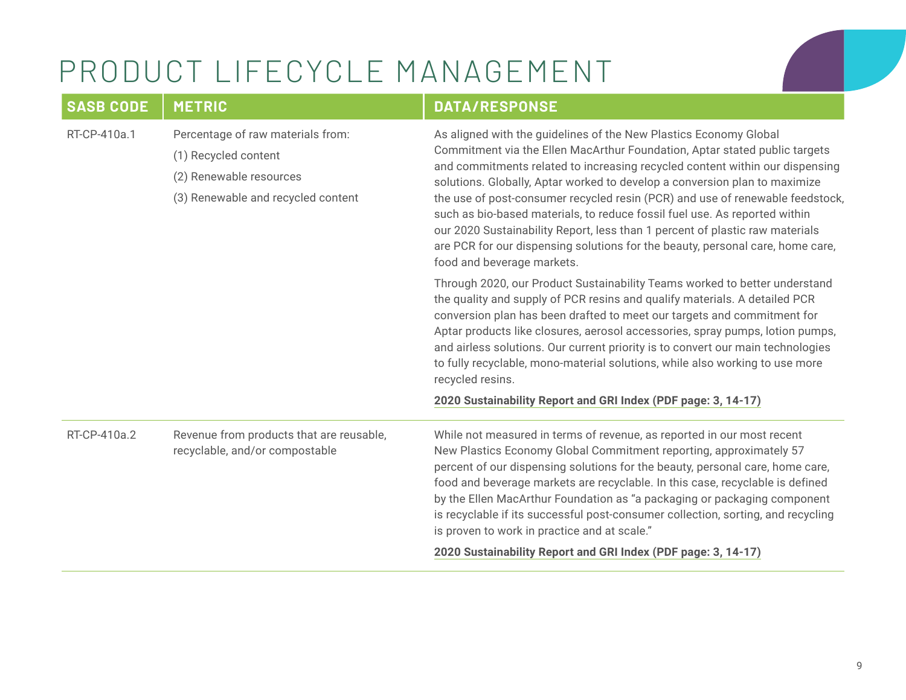# PRODUCT LIFECYCLE MANAGEMENT

| SASB CODE | METRIC | DATA/RESPONSE |
|---|---|---|
| RT-CP-410a.1 | Percentage of raw materials from:<br>(1) Recycled content<br>(2) Renewable resources<br>(3) Renewable and recycled content | As aligned with the guidelines of the New Plastics Economy Global Commitment via the Ellen MacArthur Foundation, Aptar stated public targets and commitments related to increasing recycled content within our dispensing solutions. Globally, Aptar worked to develop a conversion plan to maximize the use of post-consumer recycled resin (PCR) and use of renewable feedstock, such as bio-based materials, to reduce fossil fuel use. As reported within our 2020 Sustainability Report, less than 1 percent of plastic raw materials are PCR for our dispensing solutions for the beauty, personal care, home care, food and beverage markets.<br><br>Through 2020, our Product Sustainability Teams worked to better understand the quality and supply of PCR resins and qualify materials. A detailed PCR conversion plan has been drafted to meet our targets and commitment for Aptar products like closures, aerosol accessories, spray pumps, lotion pumps, and airless solutions. Our current priority is to convert our main technologies to fully recyclable, mono-material solutions, while also working to use more recycled resins.<br><br>**2020 Sustainability Report and GRI Index (PDF page: 3, 14-17)** |
| RT-CP-410a.2 | Revenue from products that are reusable, recyclable, and/or compostable | While not measured in terms of revenue, as reported in our most recent New Plastics Economy Global Commitment reporting, approximately 57 percent of our dispensing solutions for the beauty, personal care, home care, food and beverage markets are recyclable. In this case, recyclable is defined by the Ellen MacArthur Foundation as "a packaging or packaging component is recyclable if its successful post-consumer collection, sorting, and recycling is proven to work in practice and at scale."<br><br>**2020 Sustainability Report and GRI Index (PDF page: 3, 14-17)** |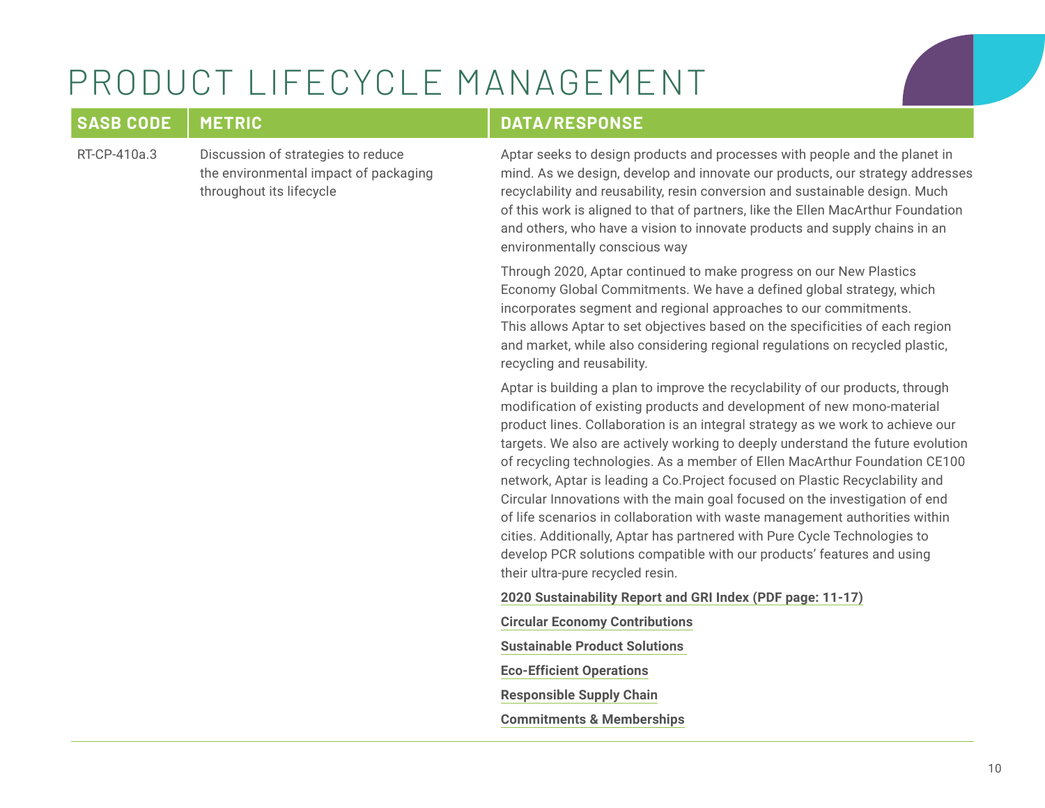# PRODUCT LIFECYCLE MANAGEMENT

| SASB CODE | METRIC | DATA/RESPONSE |
|---|---|---|
| RT-CP-410a.3 | Discussion of strategies to reduce the environmental impact of packaging throughout its lifecycle | Aptar seeks to design products and processes with people and the planet in mind. As we design, develop and innovate our products, our strategy addresses recyclability and reusability, resin conversion and sustainable design. Much of this work is aligned to that of partners, like the Ellen MacArthur Foundation and others, who have a vision to innovate products and supply chains in an environmentally conscious way<br><br>Through 2020, Aptar continued to make progress on our New Plastics Economy Global Commitments. We have a defined global strategy, which incorporates segment and regional approaches to our commitments. This allows Aptar to set objectives based on the specificities of each region and market, while also considering regional regulations on recycled plastic, recycling and reusability.<br><br>Aptar is building a plan to improve the recyclability of our products, through modification of existing products and development of new mono-material product lines. Collaboration is an integral strategy as we work to achieve our targets. We also are actively working to deeply understand the future evolution of recycling technologies. As a member of Ellen MacArthur Foundation CE100 network, Aptar is leading a Co.Project focused on Plastic Recyclability and Circular Innovations with the main goal focused on the investigation of end of life scenarios in collaboration with waste management authorities within cities. Additionally, Aptar has partnered with Pure Cycle Technologies to develop PCR solutions compatible with our products' features and using their ultra-pure recycled resin.<br><br>**2020 Sustainability Report and GRI Index (PDF page: 11-17)**<br><br>**Circular Economy Contributions**<br><br>**Sustainable Product Solutions**<br><br>**Eco-Efficient Operations**<br><br>**Responsible Supply Chain**<br><br>**Commitments & Memberships** |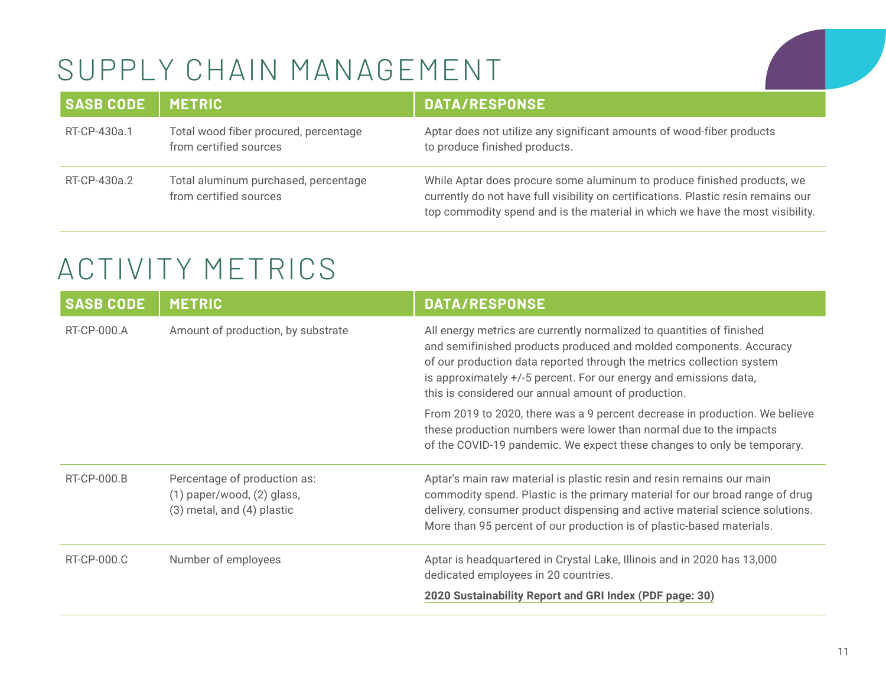# SUPPLY CHAIN MANAGEMENT

| SASB CODE | METRIC | DATA/RESPONSE |
| --- | --- | --- |
| RT-CP-430a.1 | Total wood fiber procured, percentage from certified sources | Aptar does not utilize any significant amounts of wood-fiber products to produce finished products. |
| RT-CP-430a.2 | Total aluminum purchased, percentage from certified sources | While Aptar does procure some aluminum to produce finished products, we currently do not have full visibility on certifications. Plastic resin remains our top commodity spend and is the material in which we have the most visibility. |

# ACTIVITY METRICS

| SASB CODE | METRIC | DATA/RESPONSE |
| --- | --- | --- |
| RT-CP-000.A | Amount of production, by substrate | All energy metrics are currently normalized to quantities of finished and semifinished products produced and molded components. Accuracy of our production data reported through the metrics collection system is approximately +/-5 percent. For our energy and emissions data, this is considered our annual amount of production.<br><br>From 2019 to 2020, there was a 9 percent decrease in production. We believe these production numbers were lower than normal due to the impacts of the COVID-19 pandemic. We expect these changes to only be temporary. |
| RT-CP-000.B | Percentage of production as: (1) paper/wood, (2) glass, (3) metal, and (4) plastic | Aptar's main raw material is plastic resin and resin remains our main commodity spend. Plastic is the primary material for our broad range of drug delivery, consumer product dispensing and active material science solutions. More than 95 percent of our production is of plastic-based materials. |
| RT-CP-000.C | Number of employees | Aptar is headquartered in Crystal Lake, Illinois and in 2020 has 13,000 dedicated employees in 20 countries.<br><br>**2020 Sustainability Report and GRI Index (PDF page: 30)** |